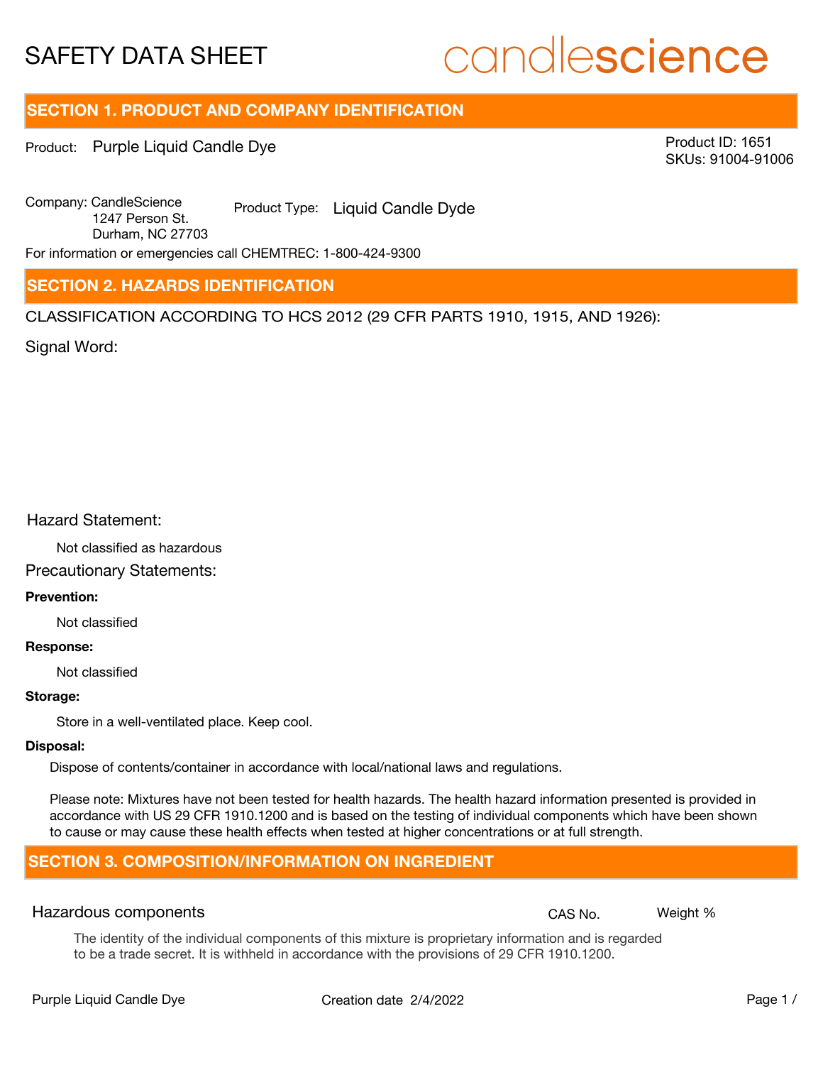# SAFETY DATA SHEET

candlescience

## SECTION 1. PRODUCT AND COMPANY IDENTIFICATION

Product: Purple Liquid Candle Dye

Product ID: 1651
SKUs: 91004-91006

Company: CandleScience
1247 Person St.
Durham, NC 27703

Product Type: Liquid Candle Dyde

For information or emergencies call CHEMTREC: 1-800-424-9300

## SECTION 2. HAZARDS IDENTIFICATION

CLASSIFICATION ACCORDING TO HCS 2012 (29 CFR PARTS 1910, 1915, AND 1926):

Signal Word:

Hazard Statement:

Not classified as hazardous

Precautionary Statements:

**Prevention:**

Not classified

**Response:**

Not classified

**Storage:**

Store in a well-ventilated place. Keep cool.

**Disposal:**

Dispose of contents/container in accordance with local/national laws and regulations.

Please note: Mixtures have not been tested for health hazards. The health hazard information presented is provided in accordance with US 29 CFR 1910.1200 and is based on the testing of individual components which have been shown to cause or may cause these health effects when tested at higher concentrations or at full strength.

## SECTION 3. COMPOSITION/INFORMATION ON INGREDIENT

| Hazardous components | CAS No. | Weight % |
|---|---|---|

The identity of the individual components of this mixture is proprietary information and is regarded to be a trade secret. It is withheld in accordance with the provisions of 29 CFR 1910.1200.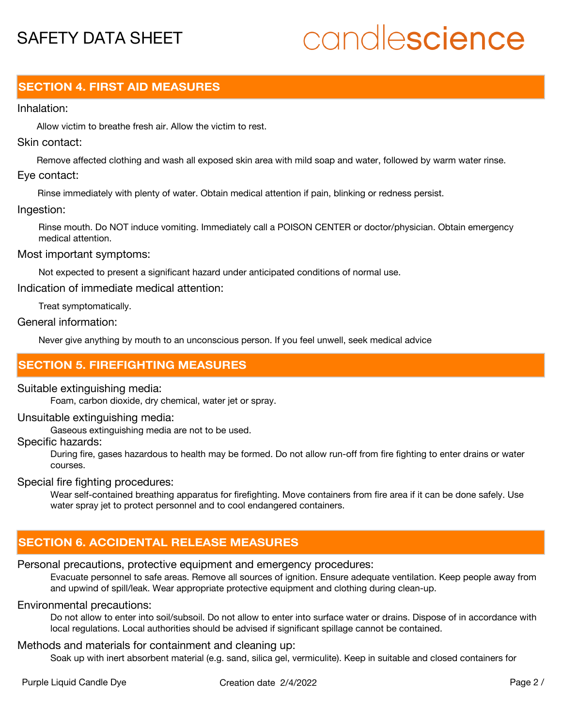## SECTION 4. FIRST AID MEASURES

Inhalation:

Allow victim to breathe fresh air. Allow the victim to rest.

Skin contact:

Remove affected clothing and wash all exposed skin area with mild soap and water, followed by warm water rinse.

Eye contact:

Rinse immediately with plenty of water. Obtain medical attention if pain, blinking or redness persist.

Ingestion:

Rinse mouth. Do NOT induce vomiting. Immediately call a POISON CENTER or doctor/physician. Obtain emergency medical attention.

Most important symptoms:

Not expected to present a significant hazard under anticipated conditions of normal use.

Indication of immediate medical attention:

Treat symptomatically.

General information:

Never give anything by mouth to an unconscious person. If you feel unwell, seek medical advice

## SECTION 5. FIREFIGHTING MEASURES

Suitable extinguishing media:

Foam, carbon dioxide, dry chemical, water jet or spray.

Unsuitable extinguishing media:

Gaseous extinguishing media are not to be used.

Specific hazards:

During fire, gases hazardous to health may be formed. Do not allow run-off from fire fighting to enter drains or water courses.

Special fire fighting procedures:

Wear self-contained breathing apparatus for firefighting. Move containers from fire area if it can be done safely. Use water spray jet to protect personnel and to cool endangered containers.

## SECTION 6. ACCIDENTAL RELEASE MEASURES

Personal precautions, protective equipment and emergency procedures:

Evacuate personnel to safe areas. Remove all sources of ignition. Ensure adequate ventilation. Keep people away from and upwind of spill/leak. Wear appropriate protective equipment and clothing during clean-up.

Environmental precautions:

Do not allow to enter into soil/subsoil. Do not allow to enter into surface water or drains. Dispose of in accordance with local regulations. Local authorities should be advised if significant spillage cannot be contained.

Methods and materials for containment and cleaning up:

Soak up with inert absorbent material (e.g. sand, silica gel, vermiculite). Keep in suitable and closed containers for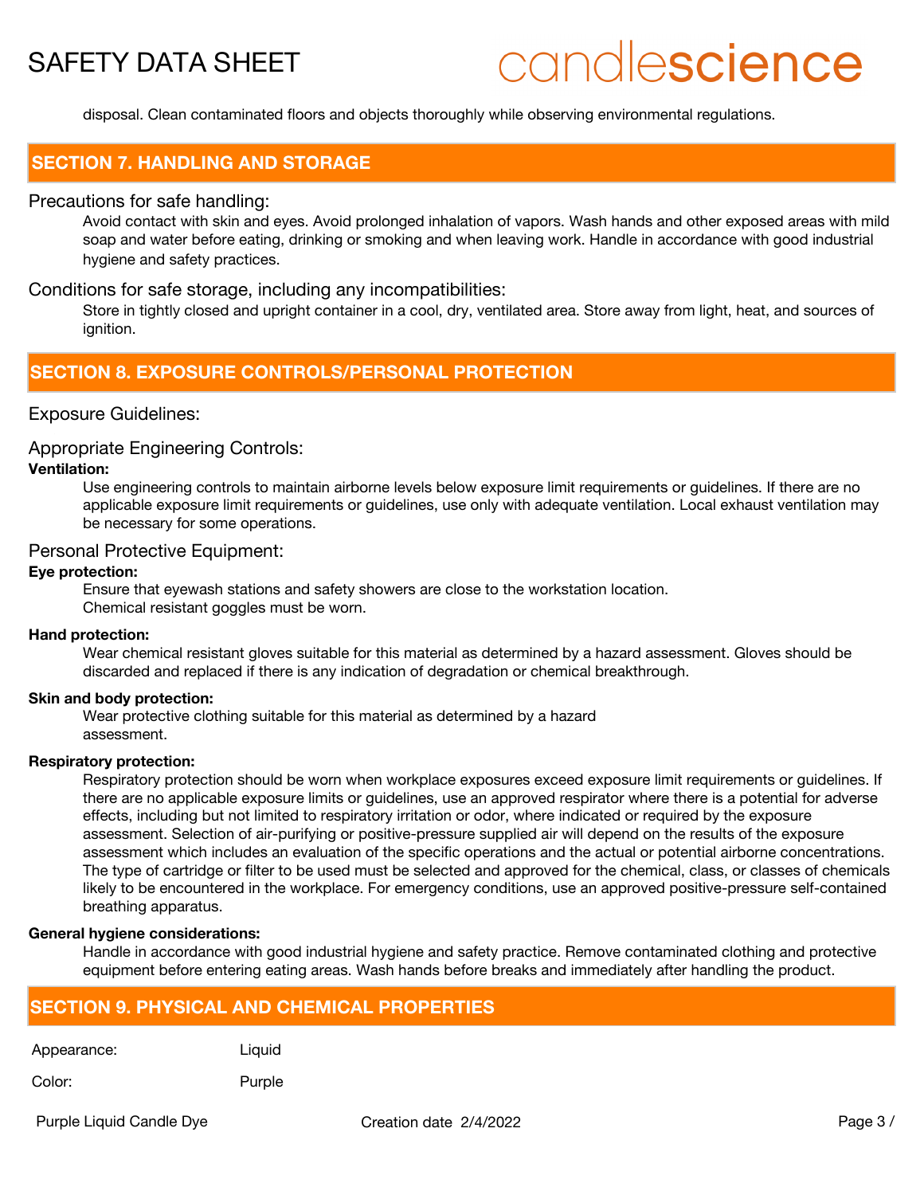disposal. Clean contaminated floors and objects thoroughly while observing environmental regulations.

## SECTION 7. HANDLING AND STORAGE

### Precautions for safe handling:

Avoid contact with skin and eyes. Avoid prolonged inhalation of vapors. Wash hands and other exposed areas with mild soap and water before eating, drinking or smoking and when leaving work. Handle in accordance with good industrial hygiene and safety practices.

### Conditions for safe storage, including any incompatibilities:

Store in tightly closed and upright container in a cool, dry, ventilated area. Store away from light, heat, and sources of ignition.

## SECTION 8. EXPOSURE CONTROLS/PERSONAL PROTECTION

### Exposure Guidelines:

### Appropriate Engineering Controls:

**Ventilation:**

Use engineering controls to maintain airborne levels below exposure limit requirements or guidelines. If there are no applicable exposure limit requirements or guidelines, use only with adequate ventilation. Local exhaust ventilation may be necessary for some operations.

### Personal Protective Equipment:

**Eye protection:**

Ensure that eyewash stations and safety showers are close to the workstation location.
Chemical resistant goggles must be worn.

**Hand protection:**

Wear chemical resistant gloves suitable for this material as determined by a hazard assessment. Gloves should be discarded and replaced if there is any indication of degradation or chemical breakthrough.

**Skin and body protection:**

Wear protective clothing suitable for this material as determined by a hazard assessment.

**Respiratory protection:**

Respiratory protection should be worn when workplace exposures exceed exposure limit requirements or guidelines. If there are no applicable exposure limits or guidelines, use an approved respirator where there is a potential for adverse effects, including but not limited to respiratory irritation or odor, where indicated or required by the exposure assessment. Selection of air-purifying or positive-pressure supplied air will depend on the results of the exposure assessment which includes an evaluation of the specific operations and the actual or potential airborne concentrations. The type of cartridge or filter to be used must be selected and approved for the chemical, class, or classes of chemicals likely to be encountered in the workplace. For emergency conditions, use an approved positive-pressure self-contained breathing apparatus.

**General hygiene considerations:**

Handle in accordance with good industrial hygiene and safety practice. Remove contaminated clothing and protective equipment before entering eating areas. Wash hands before breaks and immediately after handling the product.

## SECTION 9. PHYSICAL AND CHEMICAL PROPERTIES

| | |
|---|---|
| Appearance: | Liquid |
| Color: | Purple |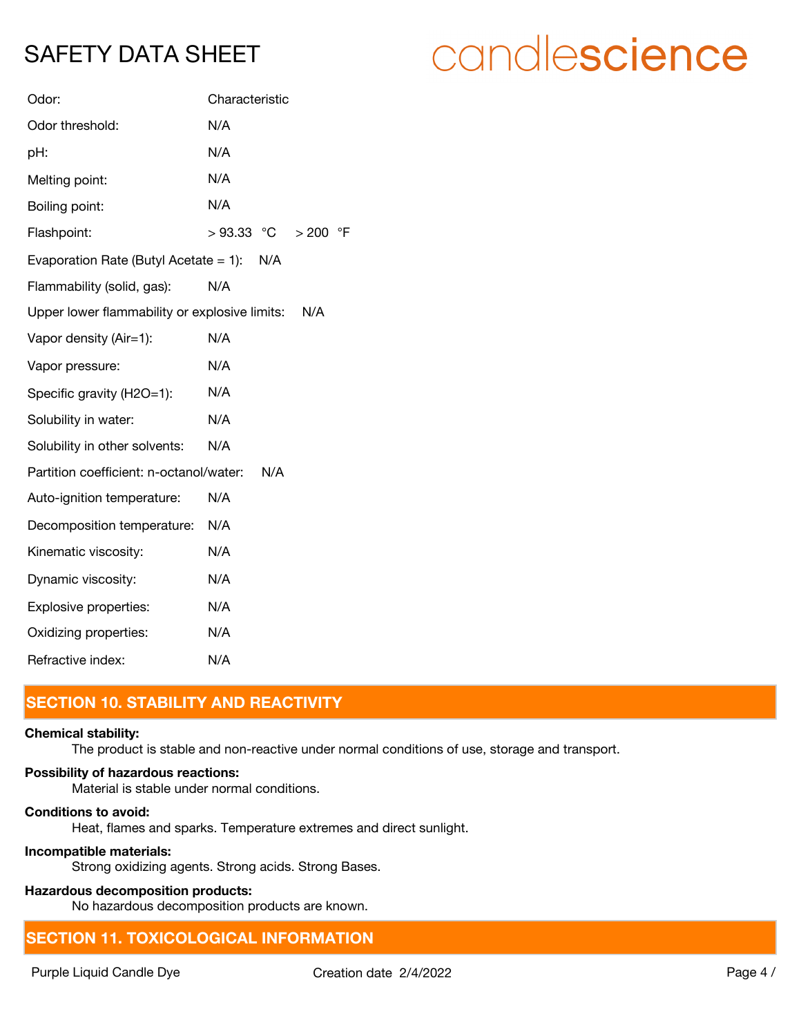| | |
|---|---|
| Odor: | Characteristic |
| Odor threshold: | N/A |
| pH: | N/A |
| Melting point: | N/A |
| Boiling point: | N/A |
| Flashpoint: | > 93.33 °C > 200 °F |
| Evaporation Rate (Butyl Acetate = 1): | N/A |
| Flammability (solid, gas): | N/A |
| Upper lower flammability or explosive limits: | N/A |
| Vapor density (Air=1): | N/A |
| Vapor pressure: | N/A |
| Specific gravity (H2O=1): | N/A |
| Solubility in water: | N/A |
| Solubility in other solvents: | N/A |
| Partition coefficient: n-octanol/water: | N/A |
| Auto-ignition temperature: | N/A |
| Decomposition temperature: | N/A |
| Kinematic viscosity: | N/A |
| Dynamic viscosity: | N/A |
| Explosive properties: | N/A |
| Oxidizing properties: | N/A |
| Refractive index: | N/A |

## SECTION 10. STABILITY AND REACTIVITY

**Chemical stability:**
The product is stable and non-reactive under normal conditions of use, storage and transport.

**Possibility of hazardous reactions:**
Material is stable under normal conditions.

**Conditions to avoid:**
Heat, flames and sparks. Temperature extremes and direct sunlight.

**Incompatible materials:**
Strong oxidizing agents. Strong acids. Strong Bases.

**Hazardous decomposition products:**
No hazardous decomposition products are known.

## SECTION 11. TOXICOLOGICAL INFORMATION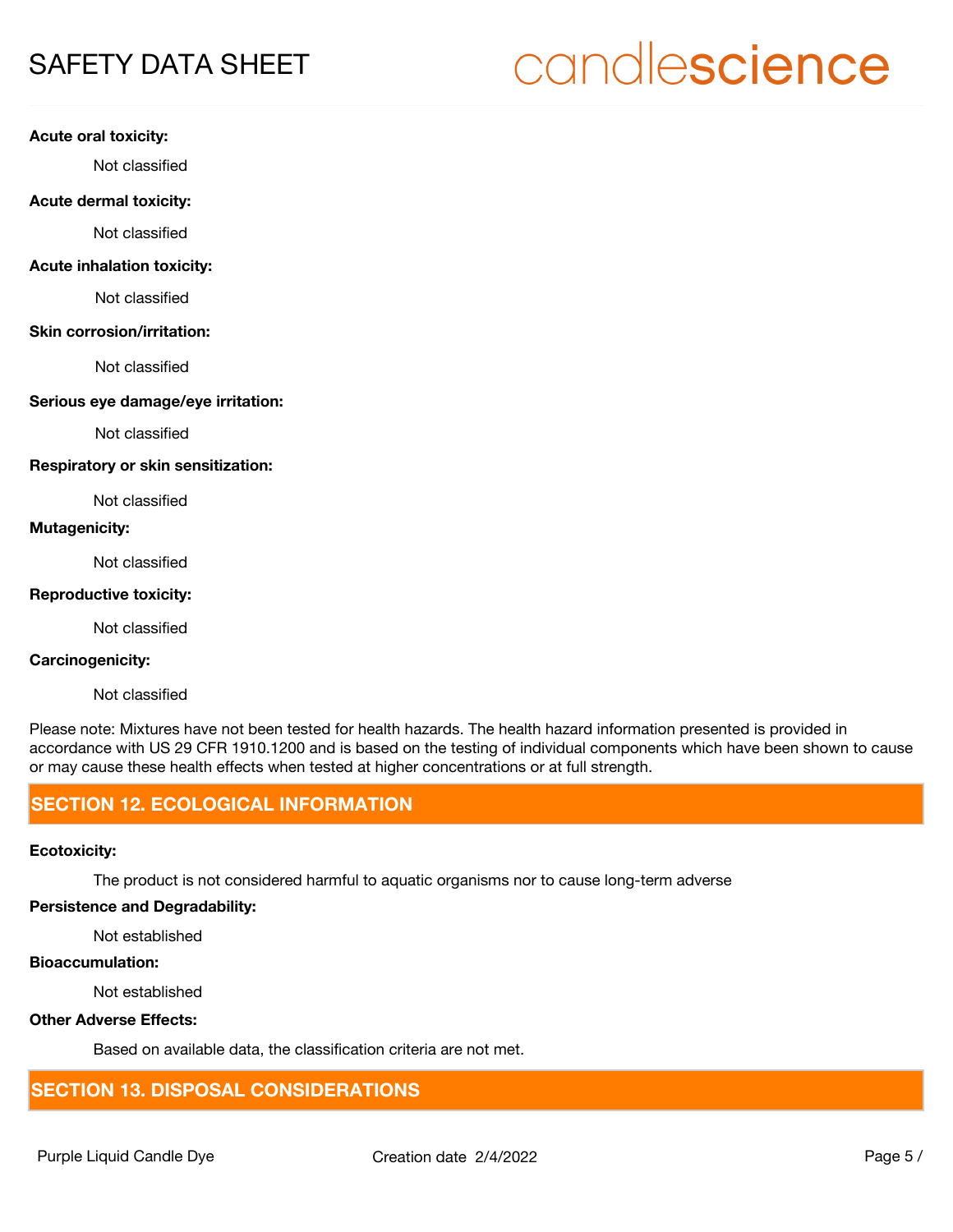**Acute oral toxicity:**

Not classified

**Acute dermal toxicity:**

Not classified

**Acute inhalation toxicity:**

Not classified

**Skin corrosion/irritation:**

Not classified

**Serious eye damage/eye irritation:**

Not classified

**Respiratory or skin sensitization:**

Not classified

**Mutagenicity:**

Not classified

**Reproductive toxicity:**

Not classified

**Carcinogenicity:**

Not classified

Please note: Mixtures have not been tested for health hazards. The health hazard information presented is provided in accordance with US 29 CFR 1910.1200 and is based on the testing of individual components which have been shown to cause or may cause these health effects when tested at higher concentrations or at full strength.

## SECTION 12. ECOLOGICAL INFORMATION

**Ecotoxicity:**

The product is not considered harmful to aquatic organisms nor to cause long-term adverse

**Persistence and Degradability:**

Not established

**Bioaccumulation:**

Not established

**Other Adverse Effects:**

Based on available data, the classification criteria are not met.

## SECTION 13. DISPOSAL CONSIDERATIONS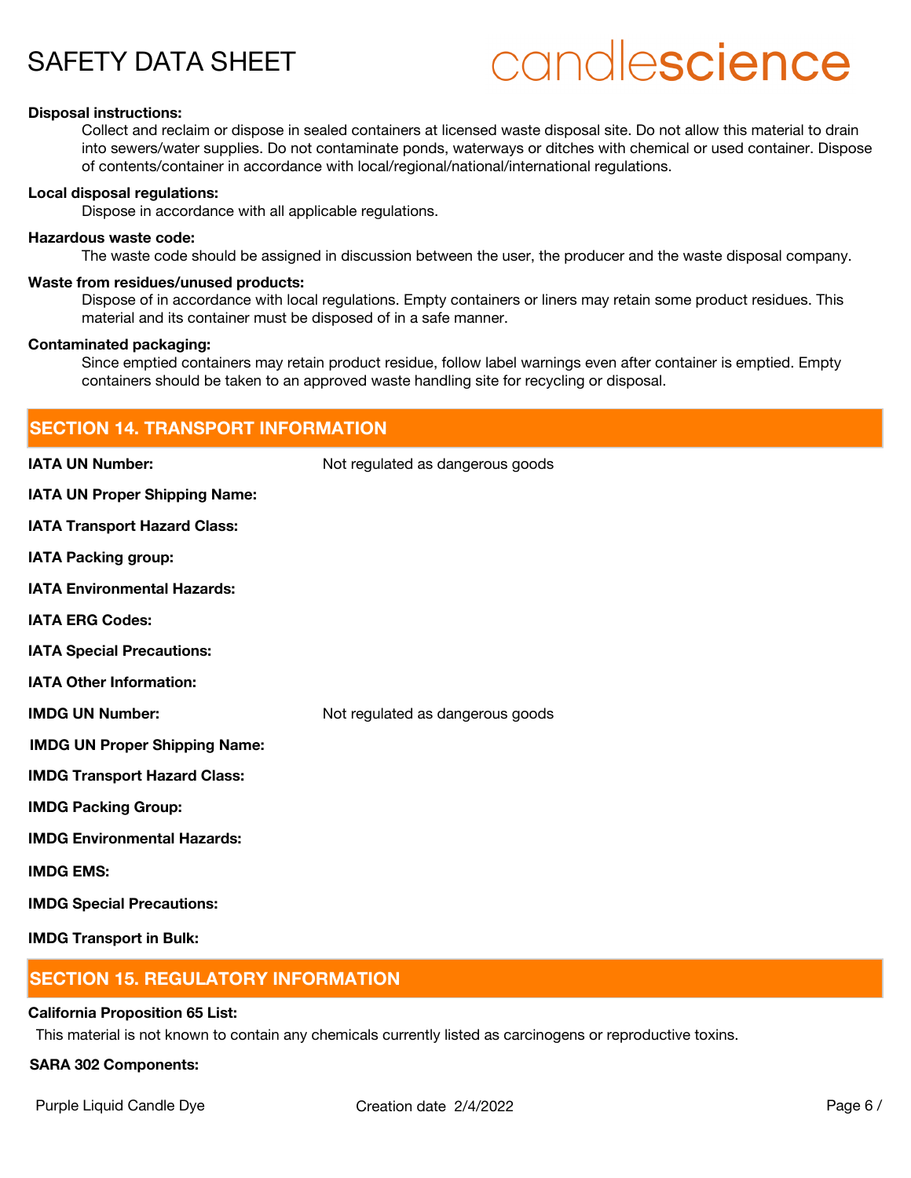**Disposal instructions:**

Collect and reclaim or dispose in sealed containers at licensed waste disposal site. Do not allow this material to drain into sewers/water supplies. Do not contaminate ponds, waterways or ditches with chemical or used container. Dispose of contents/container in accordance with local/regional/national/international regulations.

**Local disposal regulations:**

Dispose in accordance with all applicable regulations.

**Hazardous waste code:**

The waste code should be assigned in discussion between the user, the producer and the waste disposal company.

**Waste from residues/unused products:**

Dispose of in accordance with local regulations. Empty containers or liners may retain some product residues. This material and its container must be disposed of in a safe manner.

**Contaminated packaging:**

Since emptied containers may retain product residue, follow label warnings even after container is emptied. Empty containers should be taken to an approved waste handling site for recycling or disposal.

## SECTION 14. TRANSPORT INFORMATION

**IATA UN Number:** Not regulated as dangerous goods

**IATA UN Proper Shipping Name:**

**IATA Transport Hazard Class:**

**IATA Packing group:**

**IATA Environmental Hazards:**

**IATA ERG Codes:**

**IATA Special Precautions:**

**IATA Other Information:**

**IMDG UN Number:** Not regulated as dangerous goods

**IMDG UN Proper Shipping Name:**

**IMDG Transport Hazard Class:**

**IMDG Packing Group:**

**IMDG Environmental Hazards:**

**IMDG EMS:**

**IMDG Special Precautions:**

**IMDG Transport in Bulk:**

## SECTION 15. REGULATORY INFORMATION

**California Proposition 65 List:**

This material is not known to contain any chemicals currently listed as carcinogens or reproductive toxins.

**SARA 302 Components:**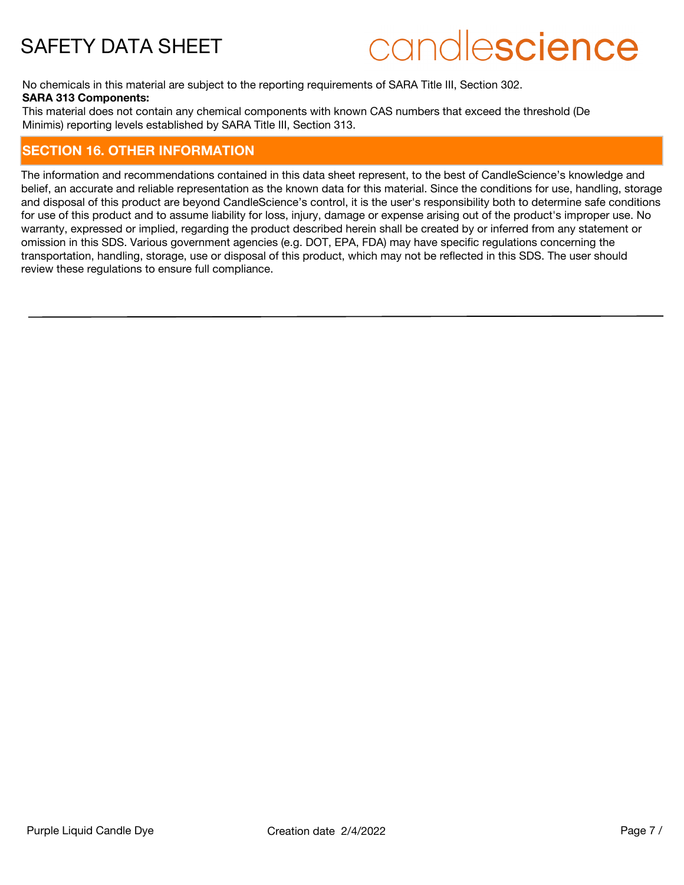No chemicals in this material are subject to the reporting requirements of SARA Title III, Section 302.

**SARA 313 Components:**

This material does not contain any chemical components with known CAS numbers that exceed the threshold (De Minimis) reporting levels established by SARA Title III, Section 313.

## SECTION 16. OTHER INFORMATION

The information and recommendations contained in this data sheet represent, to the best of CandleScience's knowledge and belief, an accurate and reliable representation as the known data for this material. Since the conditions for use, handling, storage and disposal of this product are beyond CandleScience's control, it is the user's responsibility both to determine safe conditions for use of this product and to assume liability for loss, injury, damage or expense arising out of the product's improper use. No warranty, expressed or implied, regarding the product described herein shall be created by or inferred from any statement or omission in this SDS. Various government agencies (e.g. DOT, EPA, FDA) may have specific regulations concerning the transportation, handling, storage, use or disposal of this product, which may not be reflected in this SDS. The user should review these regulations to ensure full compliance.

---